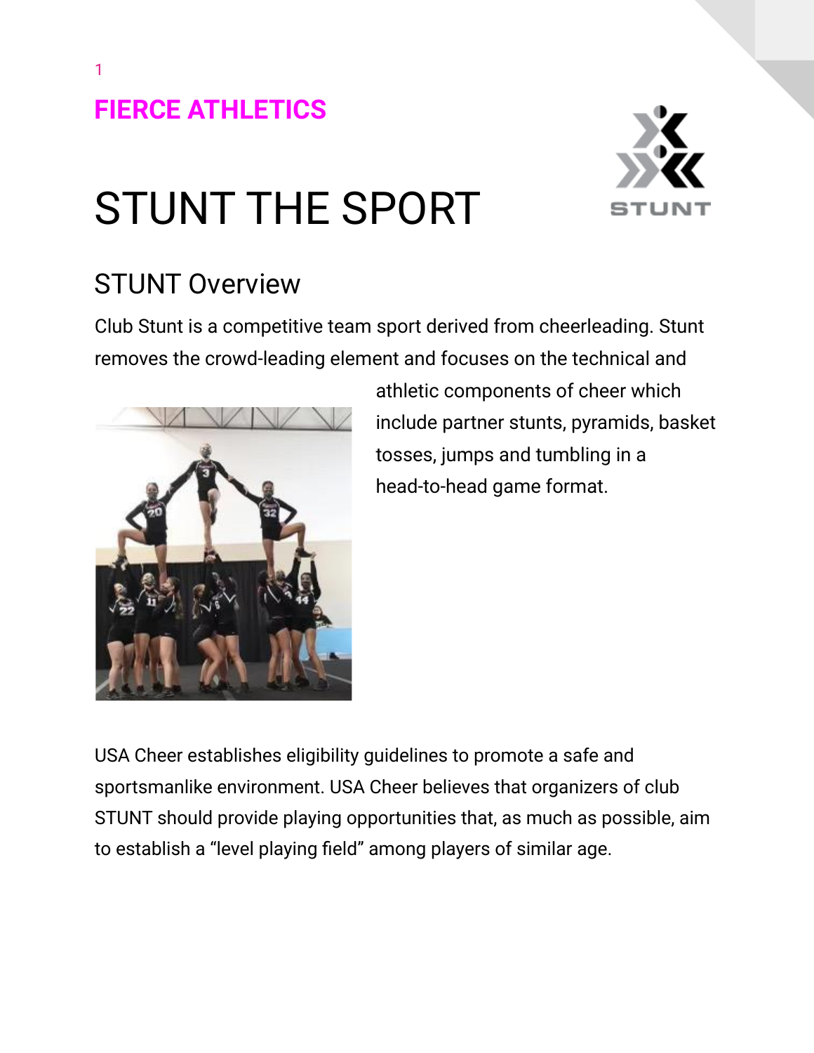## FIERCE ATHLETICS

# STUNT THE SPORT

## STUNT Overview

Club Stunt is a competitive team sport derived from cheerleading. Stunt removes the crowd-leading element and focuses on the technical and athletic components of cheer which include partner stunts, pyramids, basket tosses, jumps and tumbling in a head-to-head game format.

USA Cheer establishes eligibility guidelines to promote a safe and sportsmanlike environment. USA Cheer believes that organizers of club STUNT should provide playing opportunities that, as much as possible, aim to establish a "level playing field" among players of similar age.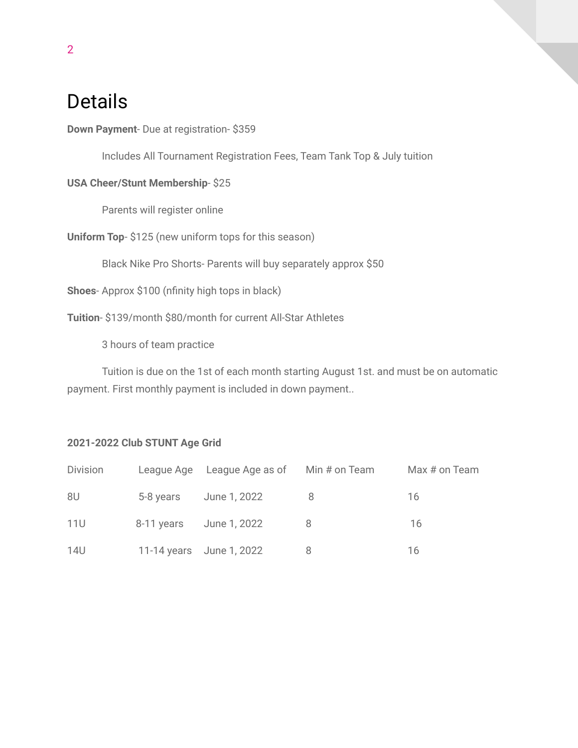# Details

**Down Payment**- Due at registration- $359

Includes All Tournament Registration Fees, Team Tank Top & July tuition

**USA Cheer/Stunt Membership**- $25

Parents will register online

**Uniform Top**- $125 (new uniform tops for this season)

Black Nike Pro Shorts- Parents will buy separately approx $50

**Shoes**- Approx $100 (nfinity high tops in black)

**Tuition**- $139/month $80/month for current All-Star Athletes

3 hours of team practice

Tuition is due on the 1st of each month starting August 1st. and must be on automatic payment. First monthly payment is included in down payment..

**2021-2022 Club STUNT Age Grid**

| Division | League Age | League Age as of | Min # on Team | Max # on Team |
|---|---|---|---|---|
| 8U | 5-8 years | June 1, 2022 | 8 | 16 |
| 11U | 8-11 years | June 1, 2022 | 8 | 16 |
| 14U | 11-14 years | June 1, 2022 | 8 | 16 |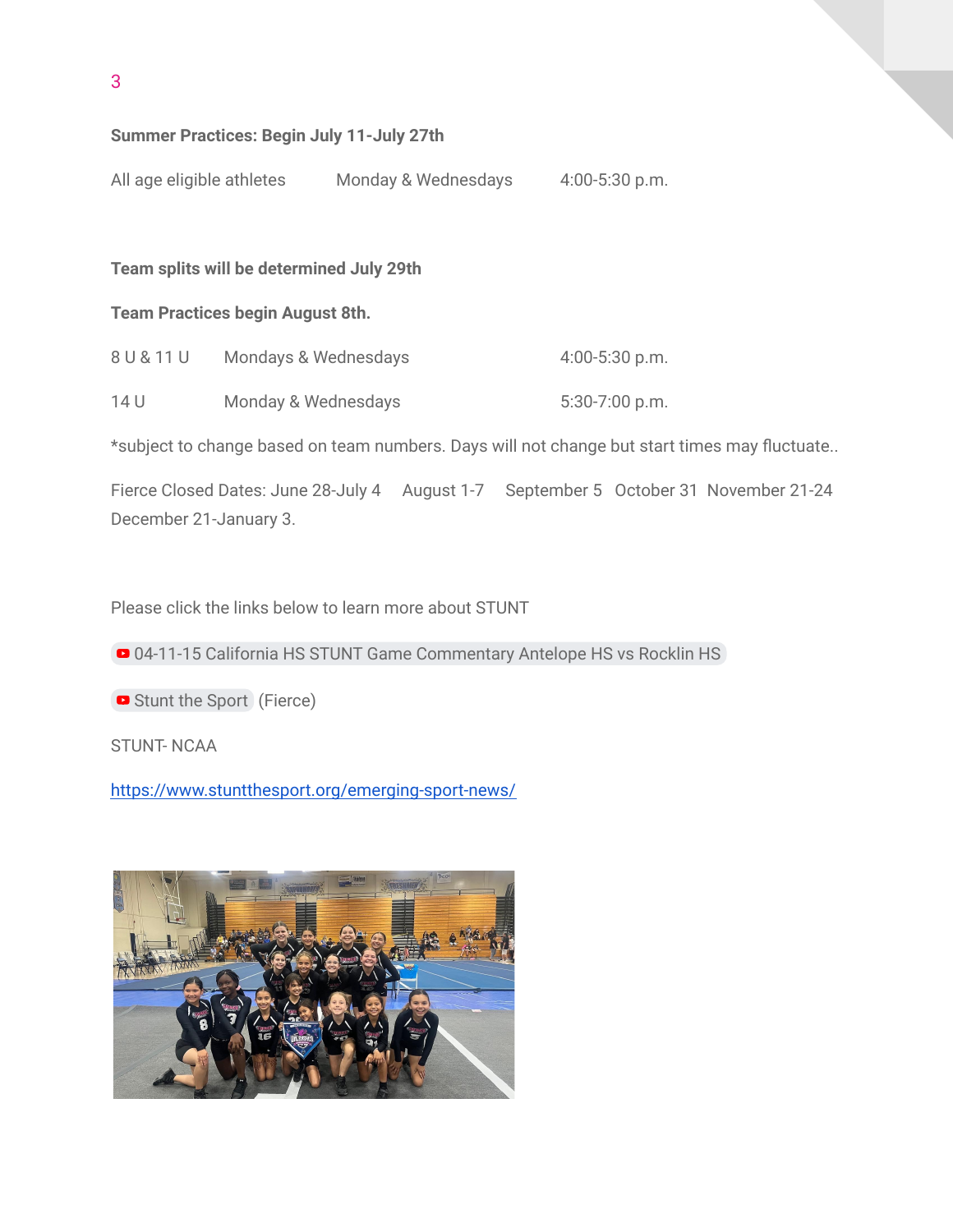**Summary Practices: Begin July 11-July 27th**

| | | |
|---|---|---|
| All age eligible athletes | Monday & Wednesdays | 4:00-5:30 p.m. |

**Team splits will be determined July 29th**

**Team Practices begin August 8th.**

| | | |
|---|---|---|
| 8 U & 11 U | Mondays & Wednesdays | 4:00-5:30 p.m. |
| 14 U | Monday & Wednesdays | 5:30-7:00 p.m. |

*subject to change based on team numbers. Days will not change but start times may fluctuate..

Fierce Closed Dates: June 28-July 4 August 1-7 September 5 October 31 November 21-24 December 21-January 3.

Please click the links below to learn more about STUNT

04-11-15 California HS STUNT Game Commentary Antelope HS vs Rocklin HS

Stunt the Sport (Fierce)

STUNT- NCAA

https://www.stuntthesport.org/emerging-sport-news/